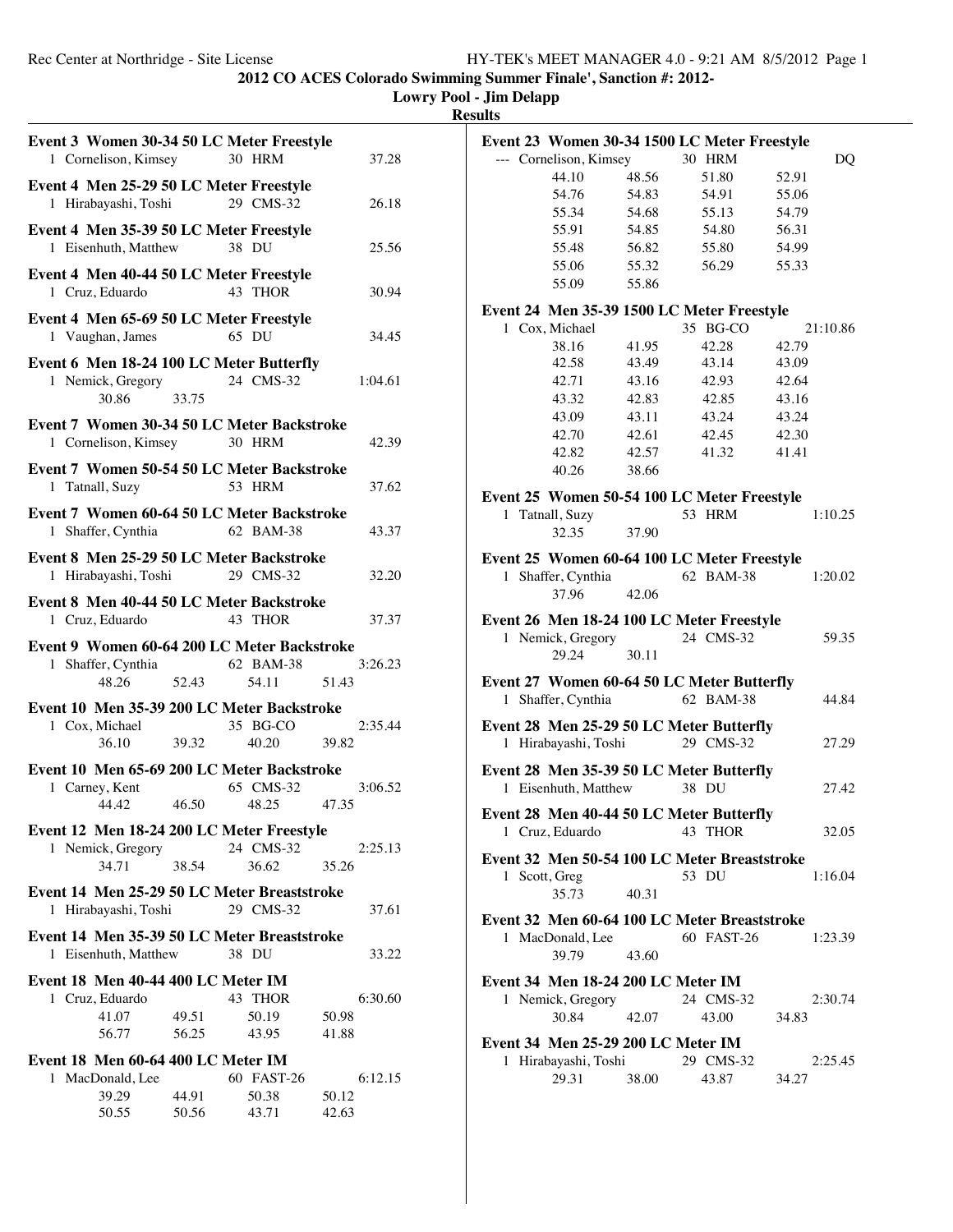**2012 CO ACES Colorado Swimming Summer Finale', Sanction #: 2012-**

**Lowry Pool - Jim Delapp**

**Results**

**Event 3 Women 30-34 50 LC Meter Freestyle**

1 Cornelison, Kimsey 30 HRM 37.28

**Event 4 Men 25-29 50 LC Meter Freestyle**

1 Hirabayashi, Toshi 29 CMS-32 26.18

**Event 4 Men 35-39 50 LC Meter Freestyle**

1 Eisenhuth, Matthew 38 DU 25.56

**Event 4 Men 40-44 50 LC Meter Freestyle**

1 Cruz, Eduardo 43 THOR 30.94

**Event 4 Men 65-69 50 LC Meter Freestyle**

1 Vaughan, James 65 DU 34.45

**Event 6 Men 18-24 100 LC Meter Butterfly**

1 Nemick, Gregory 24 CMS-32 1:04.61
30.86 33.75

**Event 7 Women 30-34 50 LC Meter Backstroke**

1 Cornelison, Kimsey 30 HRM 42.39

**Event 7 Women 50-54 50 LC Meter Backstroke**

1 Tatnall, Suzy 53 HRM 37.62

**Event 7 Women 60-64 50 LC Meter Backstroke**

1 Shaffer, Cynthia 62 BAM-38 43.37

**Event 8 Men 25-29 50 LC Meter Backstroke**

1 Hirabayashi, Toshi 29 CMS-32 32.20

**Event 8 Men 40-44 50 LC Meter Backstroke**

1 Cruz, Eduardo 43 THOR 37.37

**Event 9 Women 60-64 200 LC Meter Backstroke**

1 Shaffer, Cynthia 62 BAM-38 3:26.23
48.26 52.43 54.11 51.43

**Event 10 Men 35-39 200 LC Meter Backstroke**

1 Cox, Michael 35 BG-CO 2:35.44
36.10 39.32 40.20 39.82

**Event 10 Men 65-69 200 LC Meter Backstroke**

1 Carney, Kent 65 CMS-32 3:06.52
44.42 46.50 48.25 47.35

**Event 12 Men 18-24 200 LC Meter Freestyle**

1 Nemick, Gregory 24 CMS-32 2:25.13
34.71 38.54 36.62 35.26

**Event 14 Men 25-29 50 LC Meter Breaststroke**

1 Hirabayashi, Toshi 29 CMS-32 37.61

**Event 14 Men 35-39 50 LC Meter Breaststroke**

1 Eisenhuth, Matthew 38 DU 33.22

**Event 18 Men 40-44 400 LC Meter IM**

1 Cruz, Eduardo 43 THOR 6:30.60
41.07 49.51 50.19 50.98
56.77 56.25 43.95 41.88

**Event 18 Men 60-64 400 LC Meter IM**

1 MacDonald, Lee 60 FAST-26 6:12.15
39.29 44.91 50.38 50.12
50.55 50.56 43.71 42.63

**Event 23 Women 30-34 1500 LC Meter Freestyle**

--- Cornelison, Kimsey 30 HRM DQ
44.10 48.56 51.80 52.91
54.76 54.83 54.91 55.06
55.34 54.68 55.13 54.79
55.91 54.85 54.80 56.31
55.48 56.82 55.80 54.99
55.06 55.32 56.29 55.33
55.09 55.86

**Event 24 Men 35-39 1500 LC Meter Freestyle**

1 Cox, Michael 35 BG-CO 21:10.86
38.16 41.95 42.28 42.79
42.58 43.49 43.14 43.09
42.71 43.16 42.93 42.64
43.32 42.83 42.85 43.16
43.09 43.11 43.24 43.24
42.70 42.61 42.45 42.30
42.82 42.57 41.32 41.41
40.26 38.66

**Event 25 Women 50-54 100 LC Meter Freestyle**

1 Tatnall, Suzy 53 HRM 1:10.25
32.35 37.90

**Event 25 Women 60-64 100 LC Meter Freestyle**

1 Shaffer, Cynthia 62 BAM-38 1:20.02
37.96 42.06

**Event 26 Men 18-24 100 LC Meter Freestyle**

1 Nemick, Gregory 24 CMS-32 59.35
29.24 30.11

**Event 27 Women 60-64 50 LC Meter Butterfly**

1 Shaffer, Cynthia 62 BAM-38 44.84

**Event 28 Men 25-29 50 LC Meter Butterfly**

1 Hirabayashi, Toshi 29 CMS-32 27.29

**Event 28 Men 35-39 50 LC Meter Butterfly**

1 Eisenhuth, Matthew 38 DU 27.42

**Event 28 Men 40-44 50 LC Meter Butterfly**

1 Cruz, Eduardo 43 THOR 32.05

**Event 32 Men 50-54 100 LC Meter Breaststroke**

1 Scott, Greg 53 DU 1:16.04
35.73 40.31

**Event 32 Men 60-64 100 LC Meter Breaststroke**

1 MacDonald, Lee 60 FAST-26 1:23.39
39.79 43.60

**Event 34 Men 18-24 200 LC Meter IM**

1 Nemick, Gregory 24 CMS-32 2:30.74
30.84 42.07 43.00 34.83

**Event 34 Men 25-29 200 LC Meter IM**

1 Hirabayashi, Toshi 29 CMS-32 2:25.45
29.31 38.00 43.87 34.27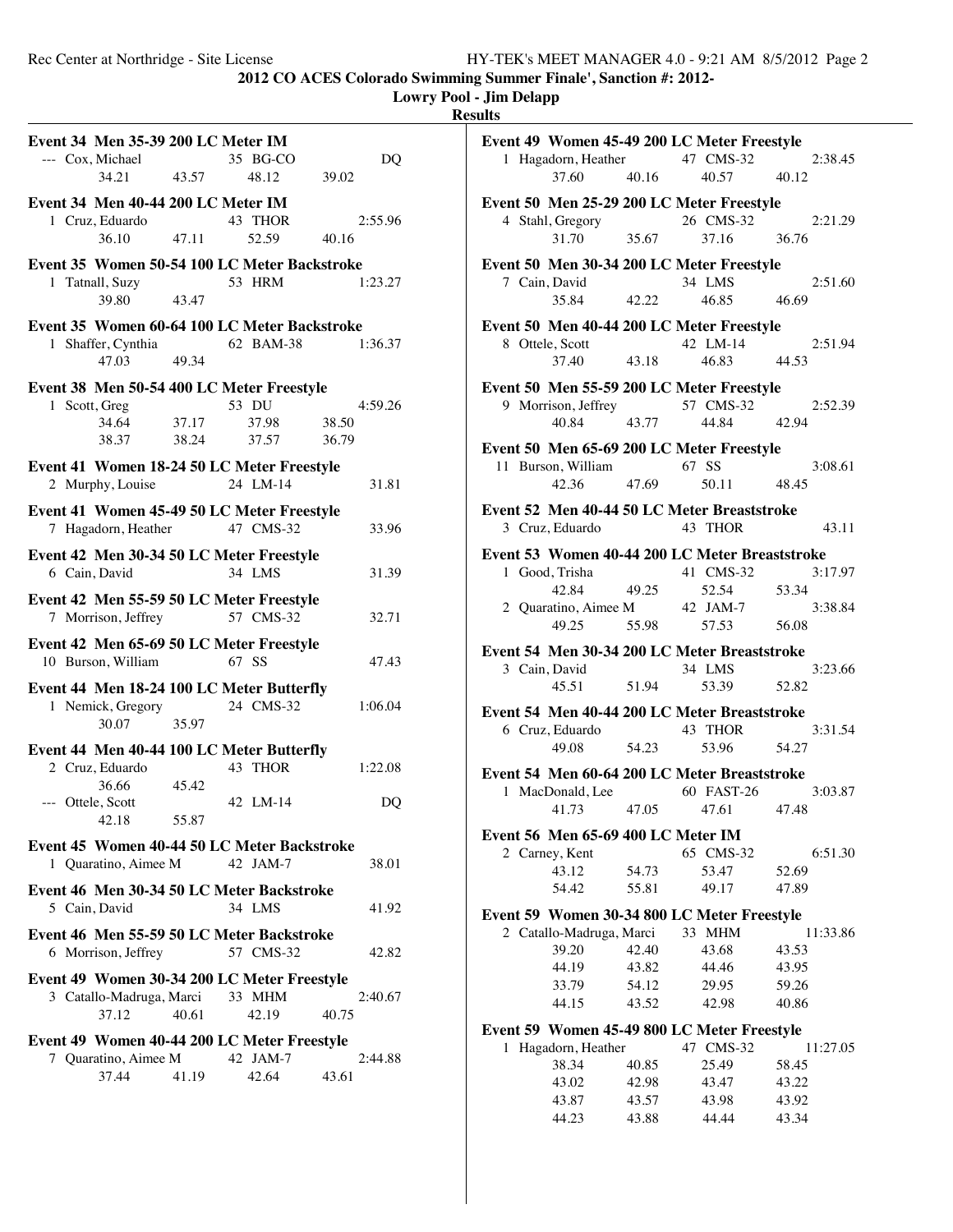2012 CO ACES Colorado Swimming Summer Finale', Sanction #: 2012-

Lowry Pool - Jim Delapp

Results

**Event 34 Men 35-39 200 LC Meter IM**

--- Cox, Michael 35 BG-CO DQ
34.21 43.57 48.12 39.02

**Event 34 Men 40-44 200 LC Meter IM**

1 Cruz, Eduardo 43 THOR 2:55.96
36.10 47.11 52.59 40.16

**Event 35 Women 50-54 100 LC Meter Backstroke**

1 Tatnall, Suzy 53 HRM 1:23.27
39.80 43.47

**Event 35 Women 60-64 100 LC Meter Backstroke**

1 Shaffer, Cynthia 62 BAM-38 1:36.37
47.03 49.34

**Event 38 Men 50-54 400 LC Meter Freestyle**

1 Scott, Greg 53 DU 4:59.26
34.64 37.17 37.98 38.50
38.37 38.24 37.57 36.79

**Event 41 Women 18-24 50 LC Meter Freestyle**

2 Murphy, Louise 24 LM-14 31.81

**Event 41 Women 45-49 50 LC Meter Freestyle**

7 Hagadorn, Heather 47 CMS-32 33.96

**Event 42 Men 30-34 50 LC Meter Freestyle**

6 Cain, David 34 LMS 31.39

**Event 42 Men 55-59 50 LC Meter Freestyle**

7 Morrison, Jeffrey 57 CMS-32 32.71

**Event 42 Men 65-69 50 LC Meter Freestyle**

10 Burson, William 67 SS 47.43

**Event 44 Men 18-24 100 LC Meter Butterfly**

1 Nemick, Gregory 24 CMS-32 1:06.04
30.07 35.97

**Event 44 Men 40-44 100 LC Meter Butterfly**

2 Cruz, Eduardo 43 THOR 1:22.08
36.66 45.42
--- Ottele, Scott 42 LM-14 DQ
42.18 55.87

**Event 45 Women 40-44 50 LC Meter Backstroke**

1 Quaratino, Aimee M 42 JAM-7 38.01

**Event 46 Men 30-34 50 LC Meter Backstroke**

5 Cain, David 34 LMS 41.92

**Event 46 Men 55-59 50 LC Meter Backstroke**

6 Morrison, Jeffrey 57 CMS-32 42.82

**Event 49 Women 30-34 200 LC Meter Freestyle**

3 Catallo-Madruga, Marci 33 MHM 2:40.67
37.12 40.61 42.19 40.75

**Event 49 Women 40-44 200 LC Meter Freestyle**

7 Quaratino, Aimee M 42 JAM-7 2:44.88
37.44 41.19 42.64 43.61

**Event 49 Women 45-49 200 LC Meter Freestyle**

1 Hagadorn, Heather 47 CMS-32 2:38.45
37.60 40.16 40.57 40.12

**Event 50 Men 25-29 200 LC Meter Freestyle**

4 Stahl, Gregory 26 CMS-32 2:21.29
31.70 35.67 37.16 36.76

**Event 50 Men 30-34 200 LC Meter Freestyle**

7 Cain, David 34 LMS 2:51.60
35.84 42.22 46.85 46.69

**Event 50 Men 40-44 200 LC Meter Freestyle**

8 Ottele, Scott 42 LM-14 2:51.94
37.40 43.18 46.83 44.53

**Event 50 Men 55-59 200 LC Meter Freestyle**

9 Morrison, Jeffrey 57 CMS-32 2:52.39
40.84 43.77 44.84 42.94

**Event 50 Men 65-69 200 LC Meter Freestyle**

11 Burson, William 67 SS 3:08.61
42.36 47.69 50.11 48.45

**Event 52 Men 40-44 50 LC Meter Breaststroke**

3 Cruz, Eduardo 43 THOR 43.11

**Event 53 Women 40-44 200 LC Meter Breaststroke**

1 Good, Trisha 41 CMS-32 3:17.97
42.84 49.25 52.54 53.34
2 Quaratino, Aimee M 42 JAM-7 3:38.84
49.25 55.98 57.53 56.08

**Event 54 Men 30-34 200 LC Meter Breaststroke**

3 Cain, David 34 LMS 3:23.66
45.51 51.94 53.39 52.82

**Event 54 Men 40-44 200 LC Meter Breaststroke**

6 Cruz, Eduardo 43 THOR 3:31.54
49.08 54.23 53.96 54.27

**Event 54 Men 60-64 200 LC Meter Breaststroke**

1 MacDonald, Lee 60 FAST-26 3:03.87
41.73 47.05 47.61 47.48

**Event 56 Men 65-69 400 LC Meter IM**

2 Carney, Kent 65 CMS-32 6:51.30
43.12 54.73 53.47 52.69
54.42 55.81 49.17 47.89

**Event 59 Women 30-34 800 LC Meter Freestyle**

2 Catallo-Madruga, Marci 33 MHM 11:33.86
39.20 42.40 43.68 43.53
44.19 43.82 44.46 43.95
33.79 54.12 29.95 59.26
44.15 43.52 42.98 40.86

**Event 59 Women 45-49 800 LC Meter Freestyle**

1 Hagadorn, Heather 47 CMS-32 11:27.05
38.34 40.85 25.49 58.45
43.02 42.98 43.47 43.22
43.87 43.57 43.98 43.92
44.23 43.88 44.44 43.34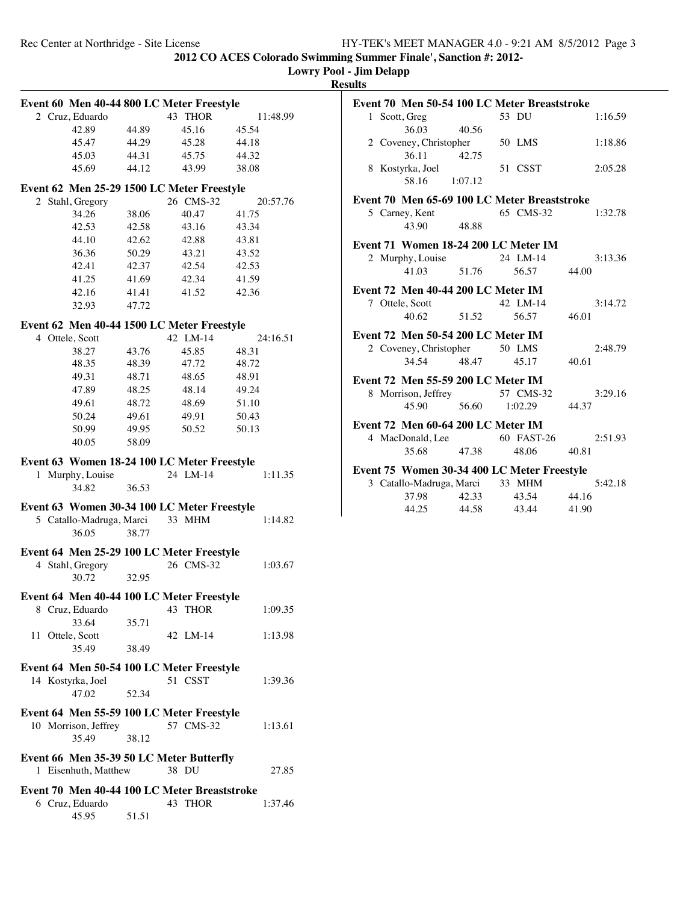**2012 CO ACES Colorado Swimming Summer Finale', Sanction #: 2012-**

**Lowry Pool - Jim Delapp**

**Results**

### Event 60 Men 40-44 800 LC Meter Freestyle

| | | | | |
|---|---|---|---|---|
| 2 Cruz, Eduardo | | 43 THOR | | 11:48.99 |
| 42.89 | 44.89 | 45.16 | 45.54 | |
| 45.47 | 44.29 | 45.28 | 44.18 | |
| 45.03 | 44.31 | 45.75 | 44.32 | |
| 45.69 | 44.12 | 43.99 | 38.08 | |

### Event 62 Men 25-29 1500 LC Meter Freestyle

| | | | | |
|---|---|---|---|---|
| 2 Stahl, Gregory | | 26 CMS-32 | | 20:57.76 |
| 34.26 | 38.06 | 40.47 | 41.75 | |
| 42.53 | 42.58 | 43.16 | 43.34 | |
| 44.10 | 42.62 | 42.88 | 43.81 | |
| 36.36 | 50.29 | 43.21 | 43.52 | |
| 42.41 | 42.37 | 42.54 | 42.53 | |
| 41.25 | 41.69 | 42.34 | 41.59 | |
| 42.16 | 41.41 | 41.52 | 42.36 | |
| 32.93 | 47.72 | | | |

### Event 62 Men 40-44 1500 LC Meter Freestyle

| | | | | |
|---|---|---|---|---|
| 4 Ottele, Scott | | 42 LM-14 | | 24:16.51 |
| 38.27 | 43.76 | 45.85 | 48.31 | |
| 48.35 | 48.39 | 47.72 | 48.72 | |
| 49.31 | 48.71 | 48.65 | 48.91 | |
| 47.89 | 48.25 | 48.14 | 49.24 | |
| 49.61 | 48.72 | 48.69 | 51.10 | |
| 50.24 | 49.61 | 49.91 | 50.43 | |
| 50.99 | 49.95 | 50.52 | 50.13 | |
| 40.05 | 58.09 | | | |

### Event 63 Women 18-24 100 LC Meter Freestyle

| | | | |
|---|---|---|---|
| 1 Murphy, Louise | | 24 LM-14 | 1:11.35 |
| 34.82 | 36.53 | | |

### Event 63 Women 30-34 100 LC Meter Freestyle

| | | | |
|---|---|---|---|
| 5 Catallo-Madruga, Marci | | 33 MHM | 1:14.82 |
| 36.05 | 38.77 | | |

### Event 64 Men 25-29 100 LC Meter Freestyle

| | | | |
|---|---|---|---|
| 4 Stahl, Gregory | | 26 CMS-32 | 1:03.67 |
| 30.72 | 32.95 | | |

### Event 64 Men 40-44 100 LC Meter Freestyle

| | | | |
|---|---|---|---|
| 8 Cruz, Eduardo | | 43 THOR | 1:09.35 |
| 33.64 | 35.71 | | |
| 11 Ottele, Scott | | 42 LM-14 | 1:13.98 |
| 35.49 | 38.49 | | |

### Event 64 Men 50-54 100 LC Meter Freestyle

| | | | |
|---|---|---|---|
| 14 Kostyrka, Joel | | 51 CSST | 1:39.36 |
| 47.02 | 52.34 | | |

### Event 64 Men 55-59 100 LC Meter Freestyle

| | | | |
|---|---|---|---|
| 10 Morrison, Jeffrey | | 57 CMS-32 | 1:13.61 |
| 35.49 | 38.12 | | |

### Event 66 Men 35-39 50 LC Meter Butterfly

| | | |
|---|---|---|
| 1 Eisenhuth, Matthew | 38 DU | 27.85 |

### Event 70 Men 40-44 100 LC Meter Breaststroke

| | | | |
|---|---|---|---|
| 6 Cruz, Eduardo | | 43 THOR | 1:37.46 |
| 45.95 | 51.51 | | |

### Event 70 Men 50-54 100 LC Meter Breaststroke

| | | | |
|---|---|---|---|
| 1 Scott, Greg | | 53 DU | 1:16.59 |
| 36.03 | 40.56 | | |
| 2 Coveney, Christopher | | 50 LMS | 1:18.86 |
| 36.11 | 42.75 | | |
| 8 Kostyrka, Joel | | 51 CSST | 2:05.28 |
| 58.16 | 1:07.12 | | |

### Event 70 Men 65-69 100 LC Meter Breaststroke

| | | | |
|---|---|---|---|
| 5 Carney, Kent | | 65 CMS-32 | 1:32.78 |
| 43.90 | 48.88 | | |

### Event 71 Women 18-24 200 LC Meter IM

| | | | | |
|---|---|---|---|---|
| 2 Murphy, Louise | | 24 LM-14 | | 3:13.36 |
| 41.03 | 51.76 | 56.57 | 44.00 | |

### Event 72 Men 40-44 200 LC Meter IM

| | | | | |
|---|---|---|---|---|
| 7 Ottele, Scott | | 42 LM-14 | | 3:14.72 |
| 40.62 | 51.52 | 56.57 | 46.01 | |

### Event 72 Men 50-54 200 LC Meter IM

| | | | | |
|---|---|---|---|---|
| 2 Coveney, Christopher | | 50 LMS | | 2:48.79 |
| 34.54 | 48.47 | 45.17 | 40.61 | |

### Event 72 Men 55-59 200 LC Meter IM

| | | | | |
|---|---|---|---|---|
| 8 Morrison, Jeffrey | | 57 CMS-32 | | 3:29.16 |
| 45.90 | 56.60 | 1:02.29 | 44.37 | |

### Event 72 Men 60-64 200 LC Meter IM

| | | | | |
|---|---|---|---|---|
| 4 MacDonald, Lee | | 60 FAST-26 | | 2:51.93 |
| 35.68 | 47.38 | 48.06 | 40.81 | |

### Event 75 Women 30-34 400 LC Meter Freestyle

| | | | | |
|---|---|---|---|---|
| 3 Catallo-Madruga, Marci | | 33 MHM | | 5:42.18 |
| 37.98 | 42.33 | 43.54 | 44.16 | |
| 44.25 | 44.58 | 43.44 | 41.90 | |